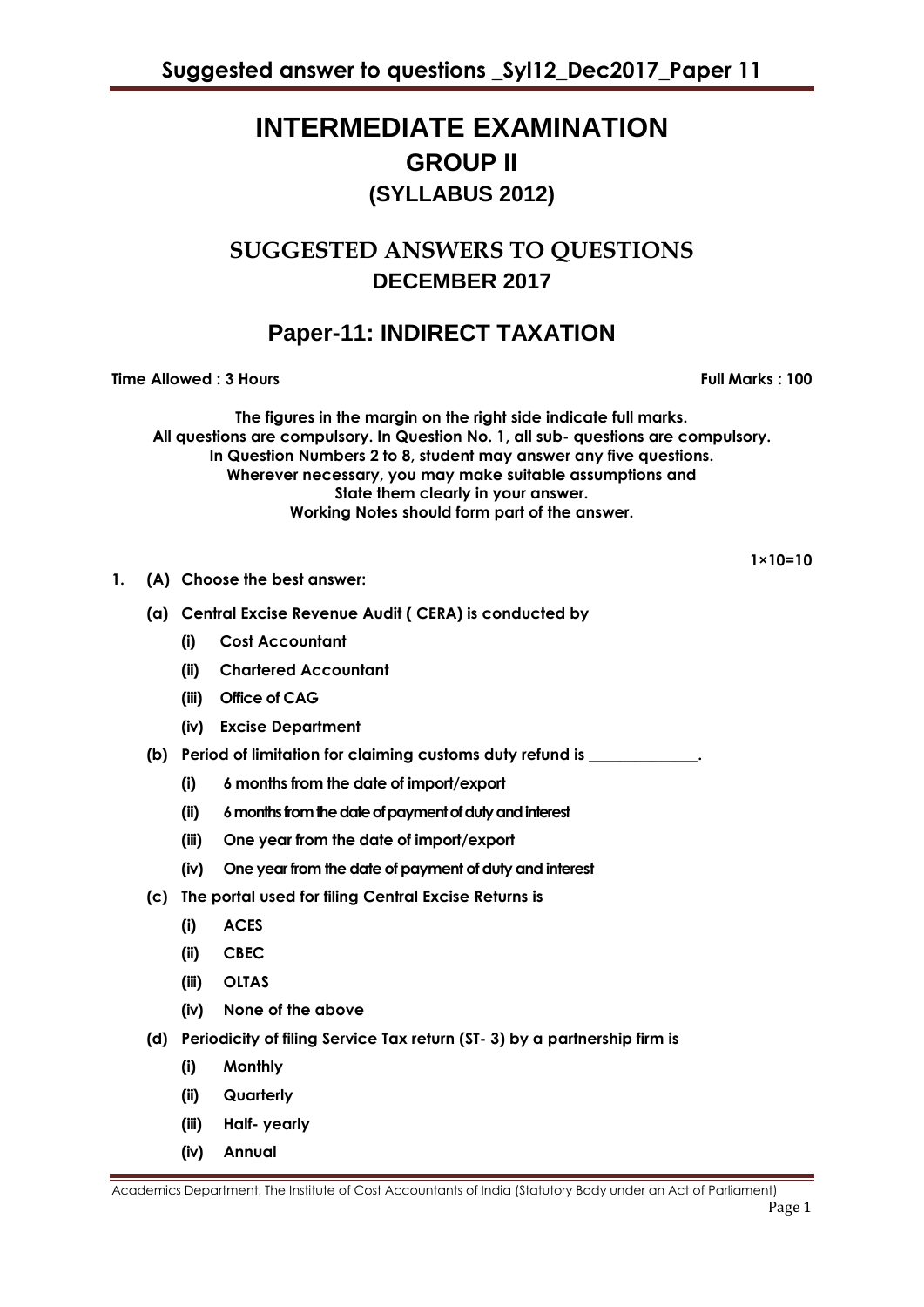# INTERMEDIATE EXAMINATION

## GROUP II

### (SYLLABUS 2012)

## SUGGESTED ANSWERS TO QUESTIONS

### DECEMBER 2017

## Paper-11: INDIRECT TAXATION

**Time Allowed : 3 Hours** **Full Marks : 100**

**The figures in the margin on the right side indicate full marks.**
**All questions are compulsory. In Question No. 1, all sub- questions are compulsory.**
**In Question Numbers 2 to 8, student may answer any five questions.**
**Wherever necessary, you may make suitable assumptions and**
**State them clearly in your answer.**
**Working Notes should form part of the answer.**

**1×10=10**

**1. (A) Choose the best answer:**

**(a) Central Excise Revenue Audit ( CERA) is conducted by**

- **(i) Cost Accountant**
- **(ii) Chartered Accountant**
- **(iii) Office of CAG**
- **(iv) Excise Department**

**(b) Period of limitation for claiming customs duty refund is ______________.**

- **(i) 6 months from the date of import/export**
- **(ii) 6 months from the date of payment of duty and interest**
- **(iii) One year from the date of import/export**
- **(iv) One year from the date of payment of duty and interest**

**(c) The portal used for filing Central Excise Returns is**

- **(i) ACES**
- **(ii) CBEC**
- **(iii) OLTAS**
- **(iv) None of the above**

**(d) Periodicity of filing Service Tax return (ST- 3) by a partnership firm is**

- **(i) Monthly**
- **(ii) Quarterly**
- **(iii) Half- yearly**
- **(iv) Annual**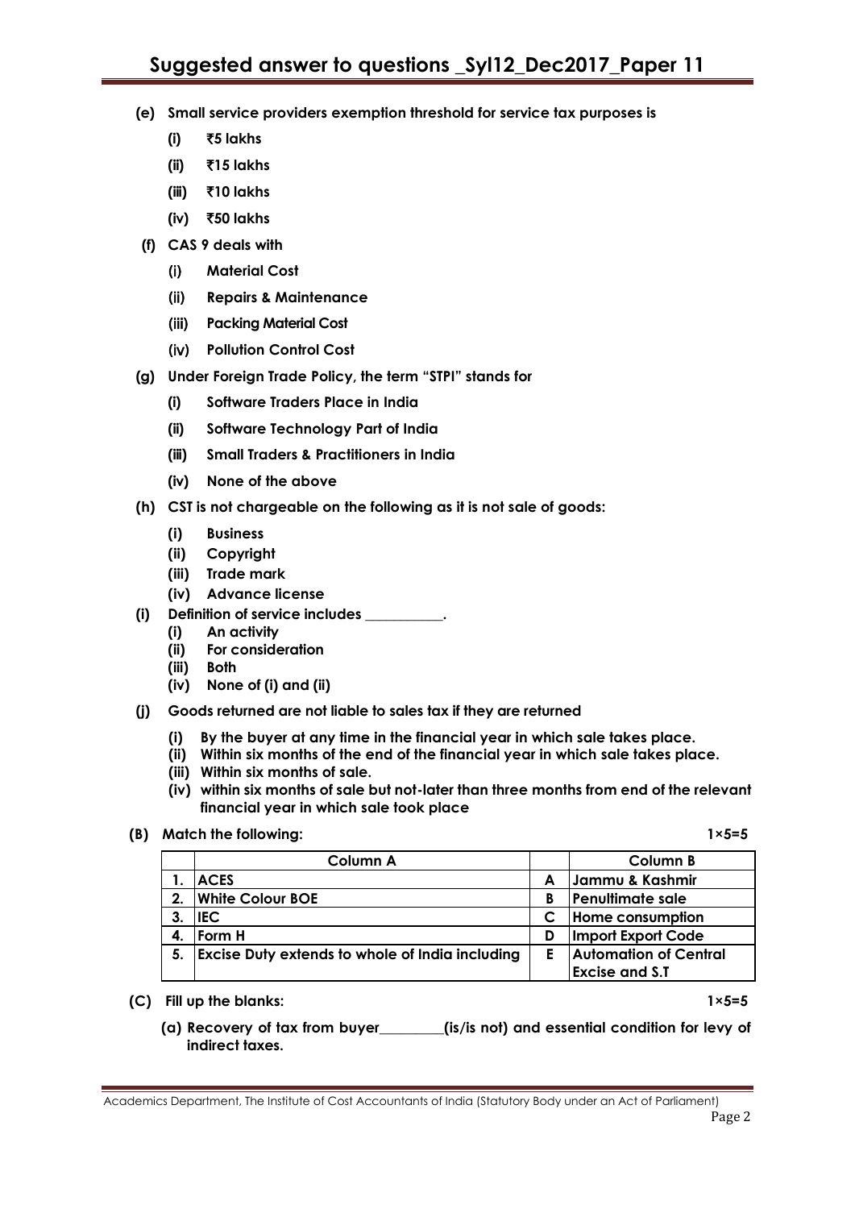**(e) Small service providers exemption threshold for service tax purposes is**

- **(i) ₹5 lakhs**
- **(ii) ₹15 lakhs**
- **(iii) ₹10 lakhs**
- **(iv) ₹50 lakhs**

**(f) CAS 9 deals with**

- **(i) Material Cost**
- **(ii) Repairs & Maintenance**
- **(iii) Packing Material Cost**
- **(iv) Pollution Control Cost**

**(g) Under Foreign Trade Policy, the term "STPI" stands for**

- **(i) Software Traders Place in India**
- **(ii) Software Technology Part of India**
- **(iii) Small Traders & Practitioners in India**
- **(iv) None of the above**

**(h) CST is not chargeable on the following as it is not sale of goods:**

- **(i) Business**
- **(ii) Copyright**
- **(iii) Trade mark**
- **(iv) Advance license**

**(i) Definition of service includes ___________.**

- **(i) An activity**
- **(ii) For consideration**
- **(iii) Both**
- **(iv) None of (i) and (ii)**

**(j) Goods returned are not liable to sales tax if they are returned**

- **(i) By the buyer at any time in the financial year in which sale takes place.**
- **(ii) Within six months of the end of the financial year in which sale takes place.**
- **(iii) Within six months of sale.**
- **(iv) within six months of sale but not-later than three months from end of the relevant financial year in which sale took place**

**(B) Match the following:** **1×5=5**

| | Column A | | Column B |
|---|---|---|---|
| 1. | ACES | A | Jammu & Kashmir |
| 2. | White Colour BOE | B | Penultimate sale |
| 3. | IEC | C | Home consumption |
| 4. | Form H | D | Import Export Code |
| 5. | Excise Duty extends to whole of India including | E | Automation of Central Excise and S.T |

**(C) Fill up the blanks:** **1×5=5**

**(a) Recovery of tax from buyer_________(is/is not) and essential condition for levy of indirect taxes.**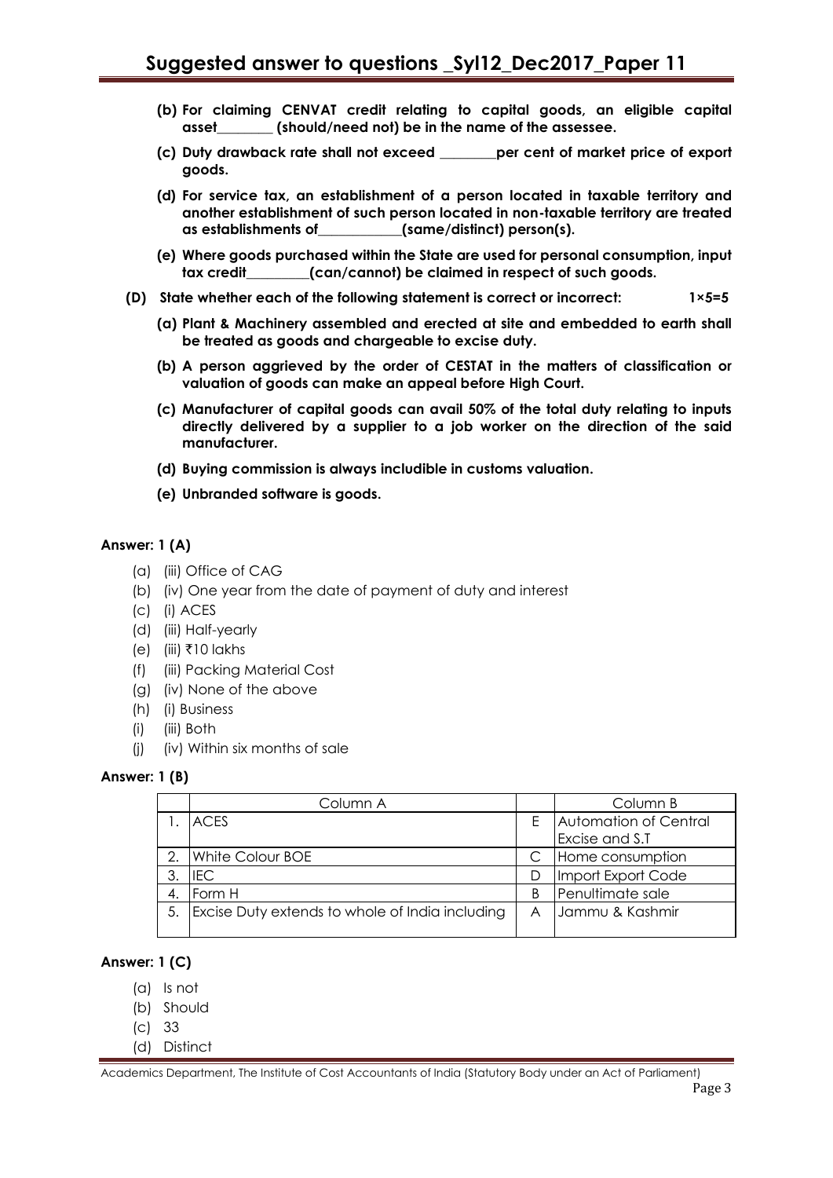**(b) For claiming CENVAT credit relating to capital goods, an eligible capital asset________ (should/need not) be in the name of the assessee.**

**(c) Duty drawback rate shall not exceed ________per cent of market price of export goods.**

**(d) For service tax, an establishment of a person located in taxable territory and another establishment of such person located in non-taxable territory are treated as establishments of____________(same/distinct) person(s).**

**(e) Where goods purchased within the State are used for personal consumption, input tax credit_________(can/cannot) be claimed in respect of such goods.**

**(D) State whether each of the following statement is correct or incorrect: 1×5=5**

**(a) Plant & Machinery assembled and erected at site and embedded to earth shall be treated as goods and chargeable to excise duty.**

**(b) A person aggrieved by the order of CESTAT in the matters of classification or valuation of goods can make an appeal before High Court.**

**(c) Manufacturer of capital goods can avail 50% of the total duty relating to inputs directly delivered by a supplier to a job worker on the direction of the said manufacturer.**

**(d) Buying commission is always includible in customs valuation.**

**(e) Unbranded software is goods.**

**Answer: 1 (A)**

(a) (iii) Office of CAG
(b) (iv) One year from the date of payment of duty and interest
(c) (i) ACES
(d) (iii) Half-yearly
(e) (iii) ₹10 lakhs
(f) (iii) Packing Material Cost
(g) (iv) None of the above
(h) (i) Business
(i) (iii) Both
(j) (iv) Within six months of sale

**Answer: 1 (B)**

| | Column A | | Column B |
|---|---|---|---|
| 1. | ACES | E | Automation of Central Excise and S.T |
| 2. | White Colour BOE | C | Home consumption |
| 3. | IEC | D | Import Export Code |
| 4. | Form H | B | Penultimate sale |
| 5. | Excise Duty extends to whole of India including | A | Jammu & Kashmir |

**Answer: 1 (C)**

(a) Is not
(b) Should
(c) 33
(d) Distinct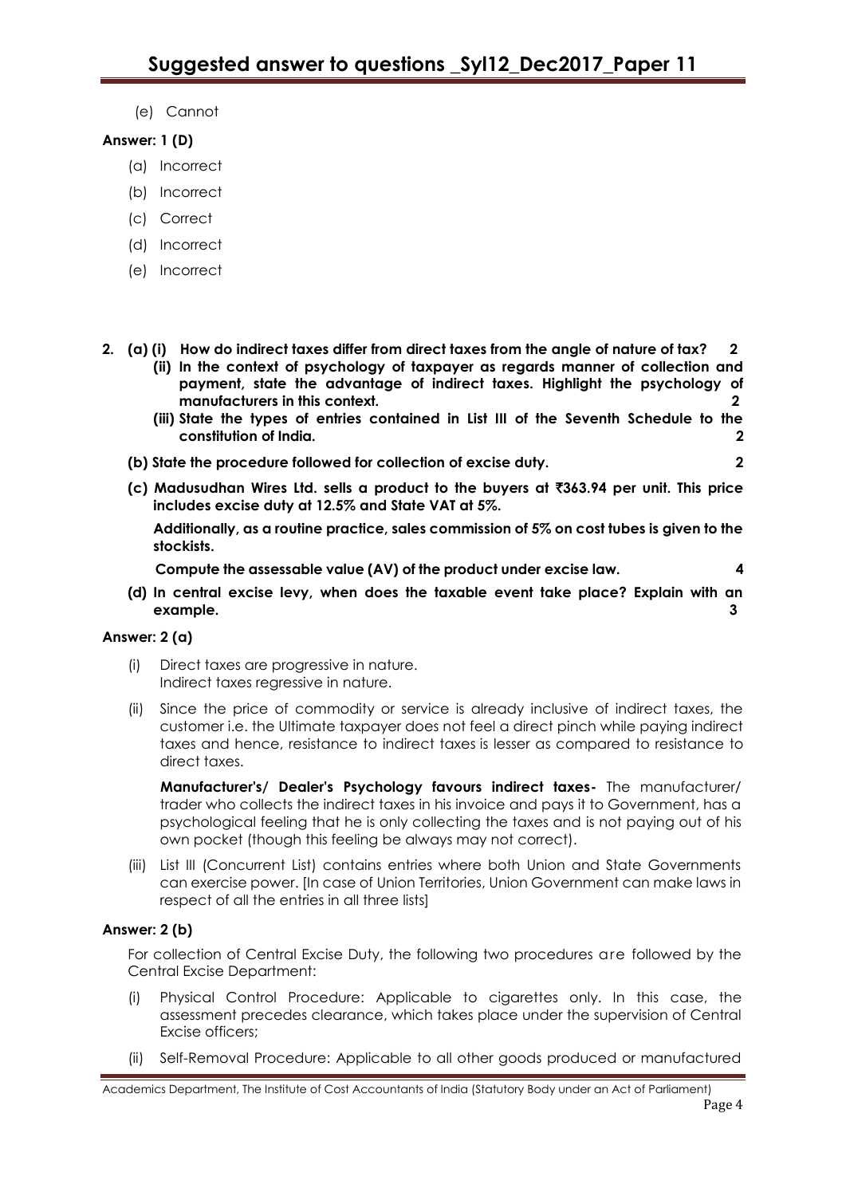(e) Cannot

**Answer: 1 (D)**

(a) Incorrect

(b) Incorrect

(c) Correct

(d) Incorrect

(e) Incorrect

**2. (a) (i) How do indirect taxes differ from direct taxes from the angle of nature of tax? 2**

**(ii) In the context of psychology of taxpayer as regards manner of collection and payment, state the advantage of indirect taxes. Highlight the psychology of manufacturers in this context. 2**

**(iii) State the types of entries contained in List III of the Seventh Schedule to the constitution of India. 2**

**(b) State the procedure followed for collection of excise duty. 2**

**(c) Madusudhan Wires Ltd. sells a product to the buyers at ₹363.94 per unit. This price includes excise duty at 12.5% and State VAT at 5%.**

**Additionally, as a routine practice, sales commission of 5% on cost tubes is given to the stockists.**

**Compute the assessable value (AV) of the product under excise law. 4**

**(d) In central excise levy, when does the taxable event take place? Explain with an example. 3**

**Answer: 2 (a)**

(i) Direct taxes are progressive in nature.
Indirect taxes regressive in nature.

(ii) Since the price of commodity or service is already inclusive of indirect taxes, the customer i.e. the Ultimate taxpayer does not feel a direct pinch while paying indirect taxes and hence, resistance to indirect taxes is lesser as compared to resistance to direct taxes.

**Manufacturer's/ Dealer's Psychology favours indirect taxes-** The manufacturer/ trader who collects the indirect taxes in his invoice and pays it to Government, has a psychological feeling that he is only collecting the taxes and is not paying out of his own pocket (though this feeling be always may not correct).

(iii) List III (Concurrent List) contains entries where both Union and State Governments can exercise power. [In case of Union Territories, Union Government can make laws in respect of all the entries in all three lists]

**Answer: 2 (b)**

For collection of Central Excise Duty, the following two procedures are followed by the Central Excise Department:

(i) Physical Control Procedure: Applicable to cigarettes only. In this case, the assessment precedes clearance, which takes place under the supervision of Central Excise officers;

(ii) Self-Removal Procedure: Applicable to all other goods produced or manufactured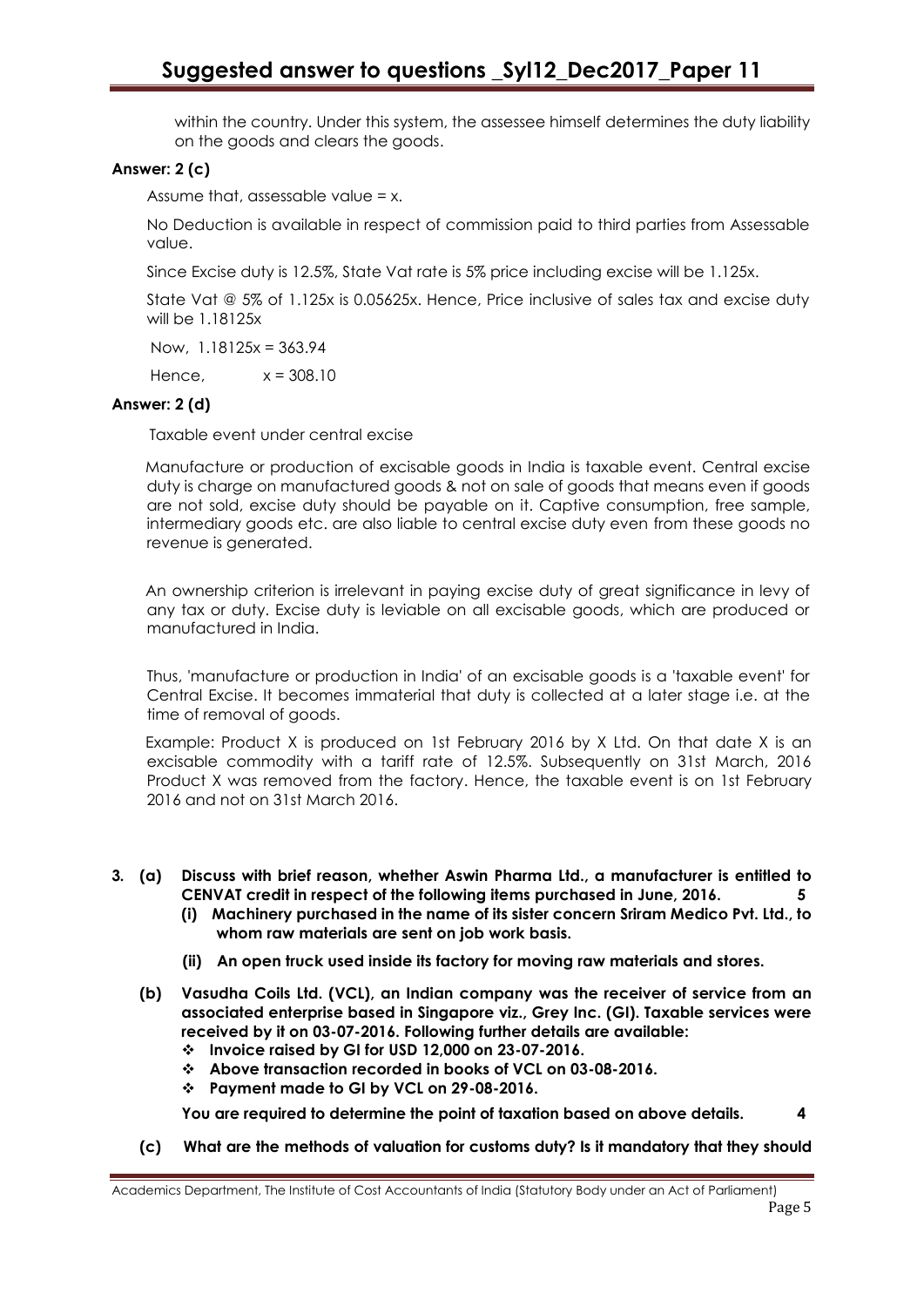within the country. Under this system, the assessee himself determines the duty liability on the goods and clears the goods.

**Answer: 2 (c)**

Assume that, assessable value = x.

No Deduction is available in respect of commission paid to third parties from Assessable value.

Since Excise duty is 12.5%, State Vat rate is 5% price including excise will be 1.125x.

State Vat @ 5% of 1.125x is 0.05625x. Hence, Price inclusive of sales tax and excise duty will be 1.18125x

Now, $1.18125x = 363.94$

Hence, $x = 308.10$

**Answer: 2 (d)**

Taxable event under central excise

Manufacture or production of excisable goods in India is taxable event. Central excise duty is charge on manufactured goods & not on sale of goods that means even if goods are not sold, excise duty should be payable on it. Captive consumption, free sample, intermediary goods etc. are also liable to central excise duty even from these goods no revenue is generated.

An ownership criterion is irrelevant in paying excise duty of great significance in levy of any tax or duty. Excise duty is leviable on all excisable goods, which are produced or manufactured in India.

Thus, 'manufacture or production in India' of an excisable goods is a 'taxable event' for Central Excise. It becomes immaterial that duty is collected at a later stage i.e. at the time of removal of goods.

Example: Product X is produced on 1st February 2016 by X Ltd. On that date X is an excisable commodity with a tariff rate of 12.5%. Subsequently on 31st March, 2016 Product X was removed from the factory. Hence, the taxable event is on 1st February 2016 and not on 31st March 2016.

**3. (a) Discuss with brief reason, whether Aswin Pharma Ltd., a manufacturer is entitled to CENVAT credit in respect of the following items purchased in June, 2016. 5**

**(i) Machinery purchased in the name of its sister concern Sriram Medico Pvt. Ltd., to whom raw materials are sent on job work basis.**

**(ii) An open truck used inside its factory for moving raw materials and stores.**

**(b) Vasudha Coils Ltd. (VCL), an Indian company was the receiver of service from an associated enterprise based in Singapore viz., Grey Inc. (GI). Taxable services were received by it on 03-07-2016. Following further details are available:**

- **Invoice raised by GI for USD 12,000 on 23-07-2016.**
- **Above transaction recorded in books of VCL on 03-08-2016.**
- **Payment made to GI by VCL on 29-08-2016.**

**You are required to determine the point of taxation based on above details. 4**

**(c) What are the methods of valuation for customs duty? Is it mandatory that they should**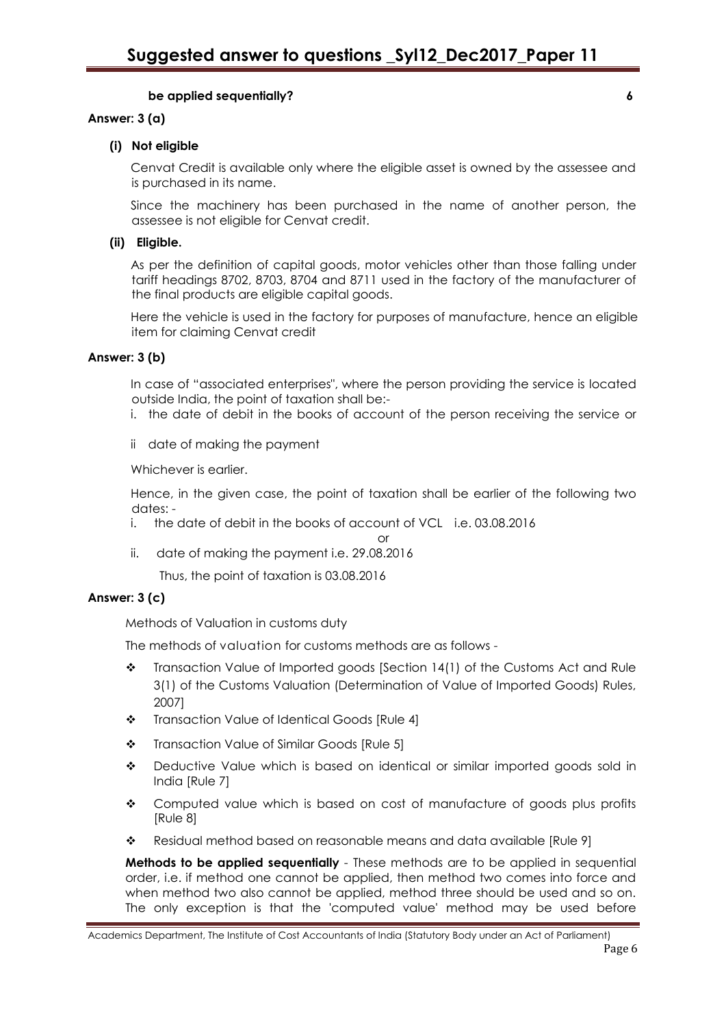**be applied sequentially? 6**

**Answer: 3 (a)**

**(i) Not eligible**

Cenvat Credit is available only where the eligible asset is owned by the assessee and is purchased in its name.

Since the machinery has been purchased in the name of another person, the assessee is not eligible for Cenvat credit.

**(ii) Eligible.**

As per the definition of capital goods, motor vehicles other than those falling under tariff headings 8702, 8703, 8704 and 8711 used in the factory of the manufacturer of the final products are eligible capital goods.

Here the vehicle is used in the factory for purposes of manufacture, hence an eligible item for claiming Cenvat credit

**Answer: 3 (b)**

In case of "associated enterprises", where the person providing the service is located outside India, the point of taxation shall be:-

i. the date of debit in the books of account of the person receiving the service or

ii date of making the payment

Whichever is earlier.

Hence, in the given case, the point of taxation shall be earlier of the following two dates: -

i. the date of debit in the books of account of VCL i.e. 03.08.2016

or

ii. date of making the payment i.e. 29.08.2016

Thus, the point of taxation is 03.08.2016

**Answer: 3 (c)**

Methods of Valuation in customs duty

The methods of valuation for customs methods are as follows -

- Transaction Value of Imported goods [Section 14(1) of the Customs Act and Rule 3(1) of the Customs Valuation (Determination of Value of Imported Goods) Rules, 2007]
- Transaction Value of Identical Goods [Rule 4]
- Transaction Value of Similar Goods [Rule 5]
- Deductive Value which is based on identical or similar imported goods sold in India [Rule 7]
- Computed value which is based on cost of manufacture of goods plus profits [Rule 8]
- Residual method based on reasonable means and data available [Rule 9]

**Methods to be applied sequentially** - These methods are to be applied in sequential order, i.e. if method one cannot be applied, then method two comes into force and when method two also cannot be applied, method three should be used and so on. The only exception is that the 'computed value' method may be used before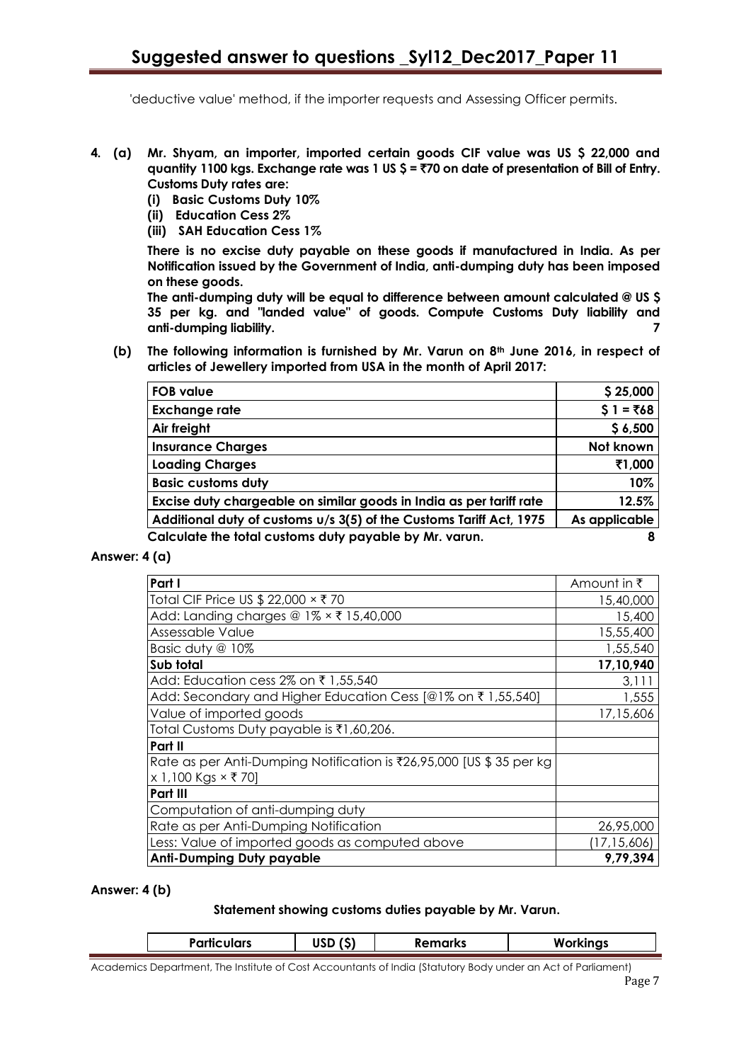'deductive value' method, if the importer requests and Assessing Officer permits.

**4. (a) Mr. Shyam, an importer, imported certain goods CIF value was US $ 22,000 and quantity 1100 kgs. Exchange rate was 1 US $ = ₹70 on date of presentation of Bill of Entry. Customs Duty rates are:**

**(i) Basic Customs Duty 10%**

**(ii) Education Cess 2%**

**(iii) SAH Education Cess 1%**

**There is no excise duty payable on these goods if manufactured in India. As per Notification issued by the Government of India, anti-dumping duty has been imposed on these goods.**

**The anti-dumping duty will be equal to difference between amount calculated @ US $ 35 per kg. and "landed value" of goods. Compute Customs Duty liability and anti-dumping liability.** **7**

**(b) The following information is furnished by Mr. Varun on 8th June 2016, in respect of articles of Jewellery imported from USA in the month of April 2017:**

| | |
|---|---|
| **FOB value** | **$ 25,000** |
| **Exchange rate** | **$ 1 = ₹68** |
| **Air freight** | **$ 6,500** |
| **Insurance Charges** | **Not known** |
| **Loading Charges** | **₹1,000** |
| **Basic customs duty** | **10%** |
| **Excise duty chargeable on similar goods in India as per tariff rate** | **12.5%** |
| **Additional duty of customs u/s 3(5) of the Customs Tariff Act, 1975** | **As applicable** |

**Calculate the total customs duty payable by Mr. varun.** **8**

**Answer: 4 (a)**

| **Part I** | Amount in ₹ |
|---|---|
| Total CIF Price US $ 22,000 × ₹ 70 | 15,40,000 |
| Add: Landing charges @ 1% × ₹ 15,40,000 | 15,400 |
| Assessable Value | 15,55,400 |
| Basic duty @ 10% | 1,55,540 |
| **Sub total** | **17,10,940** |
| Add: Education cess 2% on ₹ 1,55,540 | 3,111 |
| Add: Secondary and Higher Education Cess [@1% on ₹ 1,55,540] | 1,555 |
| Value of imported goods | 17,15,606 |
| Total Customs Duty payable is ₹1,60,206. | |
| **Part II** | |
| Rate as per Anti-Dumping Notification is ₹26,95,000 [US $ 35 per kg x 1,100 Kgs × ₹ 70] | |
| **Part III** | |
| Computation of anti-dumping duty | |
| Rate as per Anti-Dumping Notification | 26,95,000 |
| Less: Value of imported goods as computed above | (17,15,606) |
| **Anti-Dumping Duty payable** | **9,79,394** |

**Answer: 4 (b)**

**Statement showing customs duties payable by Mr. Varun.**

| **Particulars** | **USD ($)** | **Remarks** | **Workings** |
|---|---|---|---|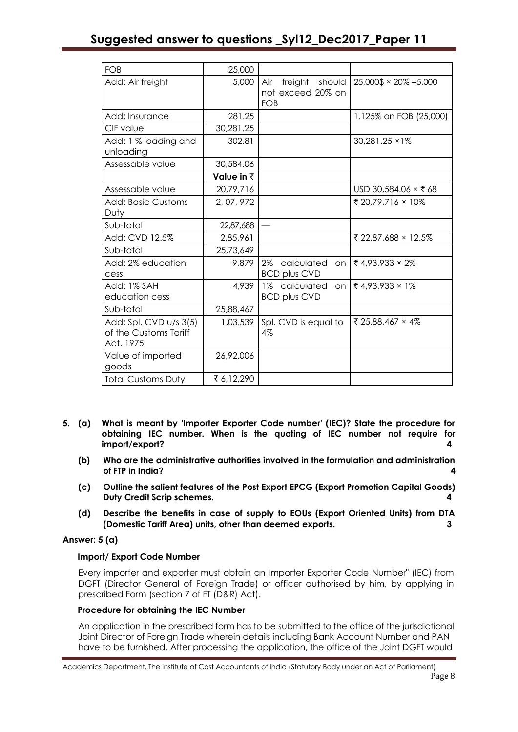| FOB | 25,000 | | |
|---|---|---|---|
| Add: Air freight | 5,000 | Air freight should not exceed 20% on FOB | 25,000$ × 20% =5,000 |
| Add: Insurance | 281.25 | | 1.125% on FOB (25,000) |
| CIF value | 30,281.25 | | |
| Add: 1 % loading and unloading | 302.81 | | 30,281.25 ×1% |
| Assessable value | 30,584.06 | | |
| | **Value in ₹** | | |
| Assessable value | 20,79,716 | | USD 30,584.06 × ₹ 68 |
| Add: Basic Customs Duty | 2, 07, 972 | | ₹ 20,79,716 × 10% |
| Sub-total | 22,87,688 | — | |
| Add: CVD 12.5% | 2,85,961 | | ₹ 22,87,688 × 12.5% |
| Sub-total | 25,73,649 | | |
| Add: 2% education cess | 9,879 | 2% calculated on BCD plus CVD | ₹ 4,93,933 × 2% |
| Add: 1% SAH education cess | 4,939 | 1% calculated on BCD plus CVD | ₹ 4,93,933 × 1% |
| Sub-total | 25,88,467 | | |
| Add: Spl. CVD u/s 3(5) of the Customs Tariff Act, 1975 | 1,03,539 | Spl. CVD is equal to 4% | ₹ 25,88,467 × 4% |
| Value of imported goods | 26,92,006 | | |
| Total Customs Duty | ₹ 6,12,290 | | |

**5. (a) What is meant by 'Importer Exporter Code number' (IEC)? State the procedure for obtaining IEC number. When is the quoting of IEC number not require for import/export? 4**

**(b) Who are the administrative authorities involved in the formulation and administration of FTP in India? 4**

**(c) Outline the salient features of the Post Export EPCG (Export Promotion Capital Goods) Duty Credit Scrip schemes. 4**

**(d) Describe the benefits in case of supply to EOUs (Export Oriented Units) from DTA (Domestic Tariff Area) units, other than deemed exports. 3**

**Answer: 5 (a)**

**Import/ Export Code Number**

Every importer and exporter must obtain an Importer Exporter Code Number" (IEC) from DGFT (Director General of Foreign Trade) or officer authorised by him, by applying in prescribed Form (section 7 of FT (D&R) Act).

**Procedure for obtaining the IEC Number**

An application in the prescribed form has to be submitted to the office of the jurisdictional Joint Director of Foreign Trade wherein details including Bank Account Number and PAN have to be furnished. After processing the application, the office of the Joint DGFT would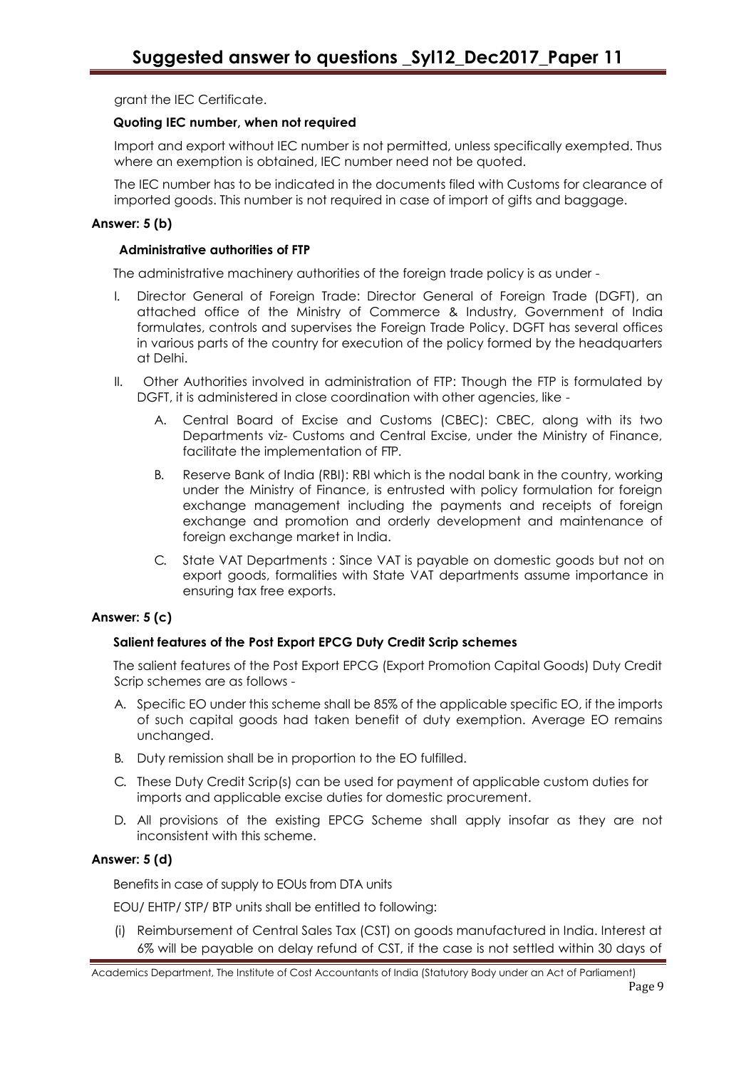grant the IEC Certificate.

**Quoting IEC number, when not required**

Import and export without IEC number is not permitted, unless specifically exempted. Thus where an exemption is obtained, IEC number need not be quoted.

The IEC number has to be indicated in the documents filed with Customs for clearance of imported goods. This number is not required in case of import of gifts and baggage.

**Answer: 5 (b)**

**Administrative authorities of FTP**

The administrative machinery authorities of the foreign trade policy is as under -

I. Director General of Foreign Trade: Director General of Foreign Trade (DGFT), an attached office of the Ministry of Commerce & Industry, Government of India formulates, controls and supervises the Foreign Trade Policy. DGFT has several offices in various parts of the country for execution of the policy formed by the headquarters at Delhi.

II. Other Authorities involved in administration of FTP: Though the FTP is formulated by DGFT, it is administered in close coordination with other agencies, like -

   A. Central Board of Excise and Customs (CBEC): CBEC, along with its two Departments viz- Customs and Central Excise, under the Ministry of Finance, facilitate the implementation of FTP.

   B. Reserve Bank of India (RBI): RBI which is the nodal bank in the country, working under the Ministry of Finance, is entrusted with policy formulation for foreign exchange management including the payments and receipts of foreign exchange and promotion and orderly development and maintenance of foreign exchange market in India.

   C. State VAT Departments : Since VAT is payable on domestic goods but not on export goods, formalities with State VAT departments assume importance in ensuring tax free exports.

**Answer: 5 (c)**

**Salient features of the Post Export EPCG Duty Credit Scrip schemes**

The salient features of the Post Export EPCG (Export Promotion Capital Goods) Duty Credit Scrip schemes are as follows -

A. Specific EO under this scheme shall be 85% of the applicable specific EO, if the imports of such capital goods had taken benefit of duty exemption. Average EO remains unchanged.

B. Duty remission shall be in proportion to the EO fulfilled.

C. These Duty Credit Scrip(s) can be used for payment of applicable custom duties for imports and applicable excise duties for domestic procurement.

D. All provisions of the existing EPCG Scheme shall apply insofar as they are not inconsistent with this scheme.

**Answer: 5 (d)**

Benefits in case of supply to EOUs from DTA units

EOU/ EHTP/ STP/ BTP units shall be entitled to following:

(i) Reimbursement of Central Sales Tax (CST) on goods manufactured in India. Interest at 6% will be payable on delay refund of CST, if the case is not settled within 30 days of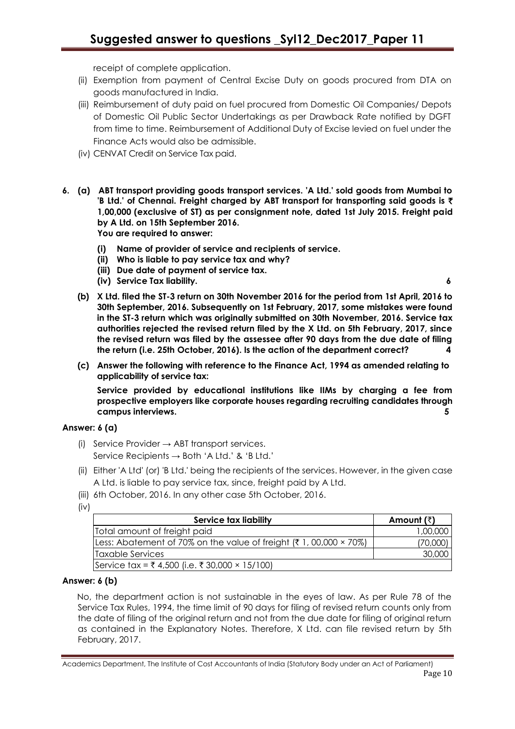receipt of complete application.

(ii) Exemption from payment of Central Excise Duty on goods procured from DTA on goods manufactured in India.

(iii) Reimbursement of duty paid on fuel procured from Domestic Oil Companies/ Depots of Domestic Oil Public Sector Undertakings as per Drawback Rate notified by DGFT from time to time. Reimbursement of Additional Duty of Excise levied on fuel under the Finance Acts would also be admissible.

(iv) CENVAT Credit on Service Tax paid.

**6. (a) ABT transport providing goods transport services. 'A Ltd.' sold goods from Mumbai to 'B Ltd.' of Chennai. Freight charged by ABT transport for transporting said goods is ₹ 1,00,000 (exclusive of ST) as per consignment note, dated 1st July 2015. Freight paid by A Ltd. on 15th September 2016.**

**You are required to answer:**

**(i) Name of provider of service and recipients of service.**

**(ii) Who is liable to pay service tax and why?**

**(iii) Due date of payment of service tax.**

**(iv) Service Tax liability. 6**

**(b) X Ltd. filed the ST-3 return on 30th November 2016 for the period from 1st April, 2016 to 30th September, 2016. Subsequently on 1st February, 2017, some mistakes were found in the ST-3 return which was originally submitted on 30th November, 2016. Service tax authorities rejected the revised return filed by the X Ltd. on 5th February, 2017, since the revised return was filed by the assessee after 90 days from the due date of filing the return (i.e. 25th October, 2016). Is the action of the department correct? 4**

**(c) Answer the following with reference to the Finance Act, 1994 as amended relating to applicability of service tax:**

**Service provided by educational institutions like IIMs by charging a fee from prospective employers like corporate houses regarding recruiting candidates through campus interviews. 5**

**Answer: 6 (a)**

(i) Service Provider → ABT transport services.
Service Recipients → Both 'A Ltd.' & 'B Ltd.'

(ii) Either 'A Ltd' (or) 'B Ltd.' being the recipients of the services. However, in the given case A Ltd. is liable to pay service tax, since, freight paid by A Ltd.

(iii) 6th October, 2016. In any other case 5th October, 2016.

(iv)

| Service tax liability | Amount (₹) |
|---|---|
| Total amount of freight paid | 1,00,000 |
| Less: Abatement of 70% on the value of freight (₹ 1, 00,000 × 70%) | (70,000) |
| Taxable Services | 30,000 |
| Service tax = ₹ 4,500 (i.e. ₹ 30,000 × 15/100) | |

**Answer: 6 (b)**

No, the department action is not sustainable in the eyes of law. As per Rule 78 of the Service Tax Rules, 1994, the time limit of 90 days for filing of revised return counts only from the date of filing of the original return and not from the due date for filing of original return as contained in the Explanatory Notes. Therefore, X Ltd. can file revised return by 5th February, 2017.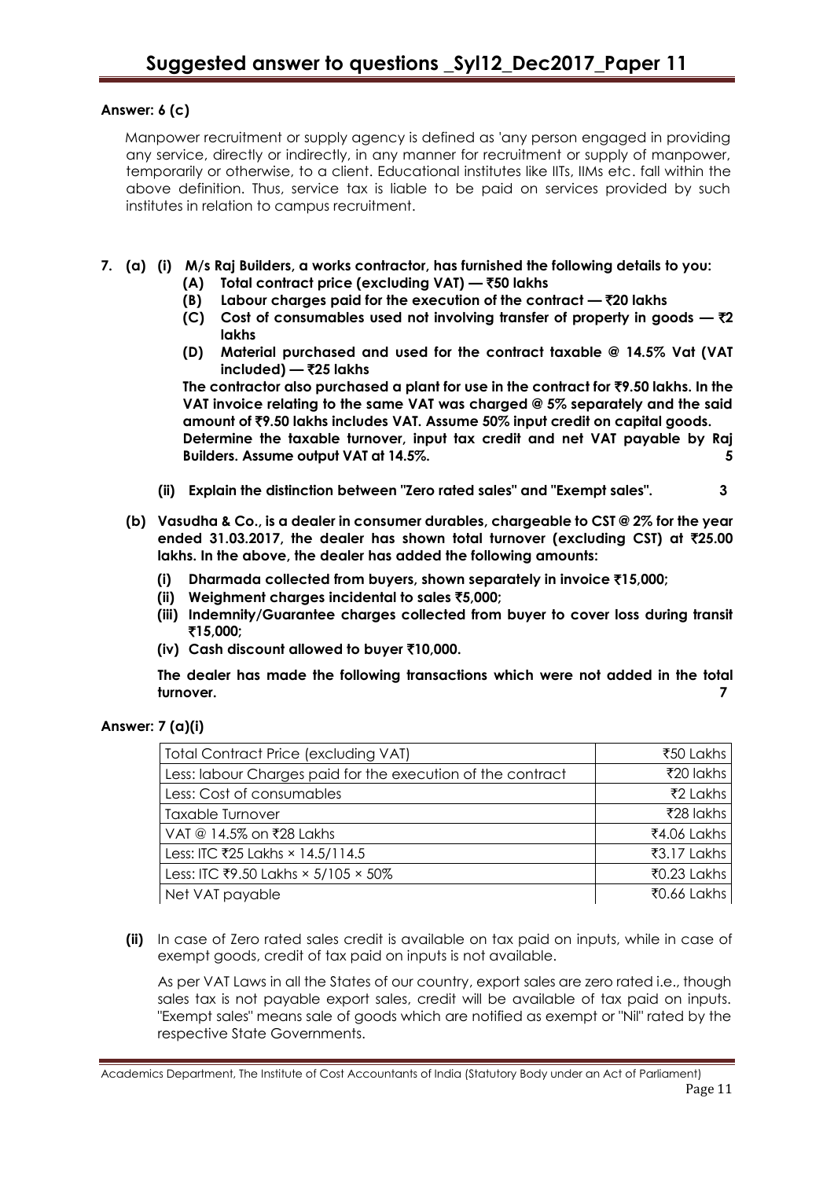**Answer: 6 (c)**

Manpower recruitment or supply agency is defined as 'any person engaged in providing any service, directly or indirectly, in any manner for recruitment or supply of manpower, temporarily or otherwise, to a client. Educational institutes like IITs, IIMs etc. fall within the above definition. Thus, service tax is liable to be paid on services provided by such institutes in relation to campus recruitment.

**7. (a) (i) M/s Raj Builders, a works contractor, has furnished the following details to you:**

**(A) Total contract price (excluding VAT) — ₹50 lakhs**

**(B) Labour charges paid for the execution of the contract — ₹20 lakhs**

**(C) Cost of consumables used not involving transfer of property in goods — ₹2 lakhs**

**(D) Material purchased and used for the contract taxable @ 14.5% Vat (VAT included) — ₹25 lakhs**

**The contractor also purchased a plant for use in the contract for ₹9.50 lakhs. In the VAT invoice relating to the same VAT was charged @ 5% separately and the said amount of ₹9.50 lakhs includes VAT. Assume 50% input credit on capital goods. Determine the taxable turnover, input tax credit and net VAT payable by Raj Builders. Assume output VAT at 14.5%.** **5**

**(ii) Explain the distinction between "Zero rated sales" and "Exempt sales".** **3**

**(b) Vasudha & Co., is a dealer in consumer durables, chargeable to CST @ 2% for the year ended 31.03.2017, the dealer has shown total turnover (excluding CST) at ₹25.00 lakhs. In the above, the dealer has added the following amounts:**

**(i) Dharmada collected from buyers, shown separately in invoice ₹15,000;**

**(ii) Weighment charges incidental to sales ₹5,000;**

**(iii) Indemnity/Guarantee charges collected from buyer to cover loss during transit ₹15,000;**

**(iv) Cash discount allowed to buyer ₹10,000.**

**The dealer has made the following transactions which were not added in the total turnover.** **7**

**Answer: 7 (a)(i)**

| | |
|---|---:|
| Total Contract Price (excluding VAT) | ₹50 Lakhs |
| Less: labour Charges paid for the execution of the contract | ₹20 lakhs |
| Less: Cost of consumables | ₹2 Lakhs |
| Taxable Turnover | ₹28 lakhs |
| VAT @ 14.5% on ₹28 Lakhs | ₹4.06 Lakhs |
| Less: ITC ₹25 Lakhs × 14.5/114.5 | ₹3.17 Lakhs |
| Less: ITC ₹9.50 Lakhs × 5/105 × 50% | ₹0.23 Lakhs |
| Net VAT payable | ₹0.66 Lakhs |

**(ii)** In case of Zero rated sales credit is available on tax paid on inputs, while in case of exempt goods, credit of tax paid on inputs is not available.

As per VAT Laws in all the States of our country, export sales are zero rated i.e., though sales tax is not payable export sales, credit will be available of tax paid on inputs. "Exempt sales" means sale of goods which are notified as exempt or "Nil" rated by the respective State Governments.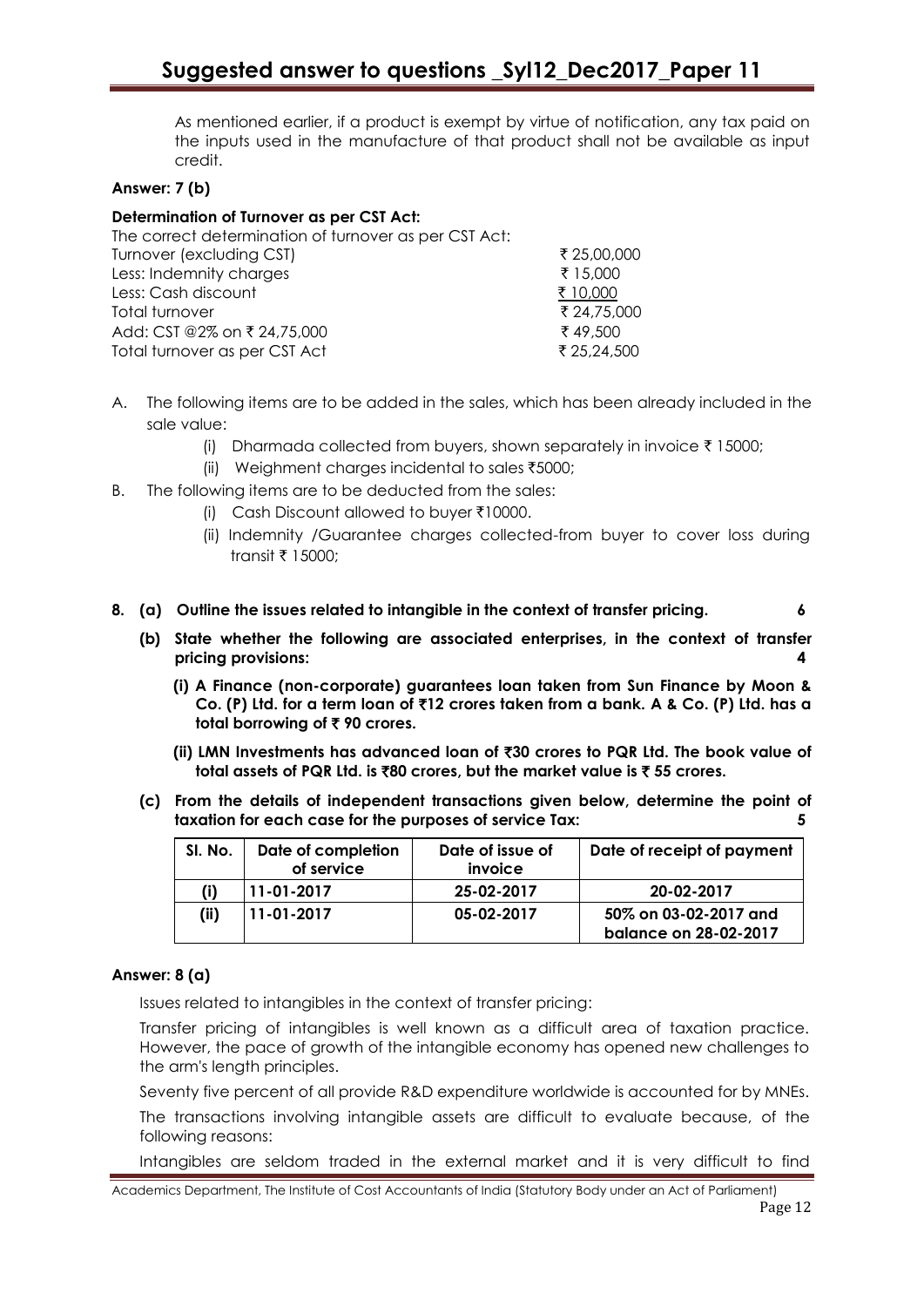As mentioned earlier, if a product is exempt by virtue of notification, any tax paid on the inputs used in the manufacture of that product shall not be available as input credit.

**Answer: 7 (b)**

**Determination of Turnover as per CST Act:**

The correct determination of turnover as per CST Act:

| | |
|---|---|
| Turnover (excluding CST) | ₹ 25,00,000 |
| Less: Indemnity charges | ₹ 15,000 |
| Less: Cash discount | ₹ 10,000 |
| Total turnover | ₹ 24,75,000 |
| Add: CST @2% on ₹ 24,75,000 | ₹ 49,500 |
| Total turnover as per CST Act | ₹ 25,24,500 |

A. The following items are to be added in the sales, which has been already included in the sale value:
   - (i) Dharmada collected from buyers, shown separately in invoice ₹ 15000;
   - (ii) Weighment charges incidental to sales ₹5000;

B. The following items are to be deducted from the sales:
   - (i) Cash Discount allowed to buyer ₹10000.
   - (ii) Indemnity /Guarantee charges collected-from buyer to cover loss during transit ₹ 15000;

**8. (a) Outline the issues related to intangible in the context of transfer pricing. 6**

**(b) State whether the following are associated enterprises, in the context of transfer pricing provisions: 4**

**(i) A Finance (non-corporate) guarantees loan taken from Sun Finance by Moon & Co. (P) Ltd. for a term loan of ₹12 crores taken from a bank. A & Co. (P) Ltd. has a total borrowing of ₹ 90 crores.**

**(ii) LMN Investments has advanced loan of ₹30 crores to PQR Ltd. The book value of total assets of PQR Ltd. is ₹80 crores, but the market value is ₹ 55 crores.**

**(c) From the details of independent transactions given below, determine the point of taxation for each case for the purposes of service Tax: 5**

| Sl. No. | Date of completion of service | Date of issue of invoice | Date of receipt of payment |
|---|---|---|---|
| (i) | 11-01-2017 | 25-02-2017 | 20-02-2017 |
| (ii) | 11-01-2017 | 05-02-2017 | 50% on 03-02-2017 and balance on 28-02-2017 |

**Answer: 8 (a)**

Issues related to intangibles in the context of transfer pricing:

Transfer pricing of intangibles is well known as a difficult area of taxation practice. However, the pace of growth of the intangible economy has opened new challenges to the arm's length principles.

Seventy five percent of all provide R&D expenditure worldwide is accounted for by MNEs.

The transactions involving intangible assets are difficult to evaluate because, of the following reasons:

Intangibles are seldom traded in the external market and it is very difficult to find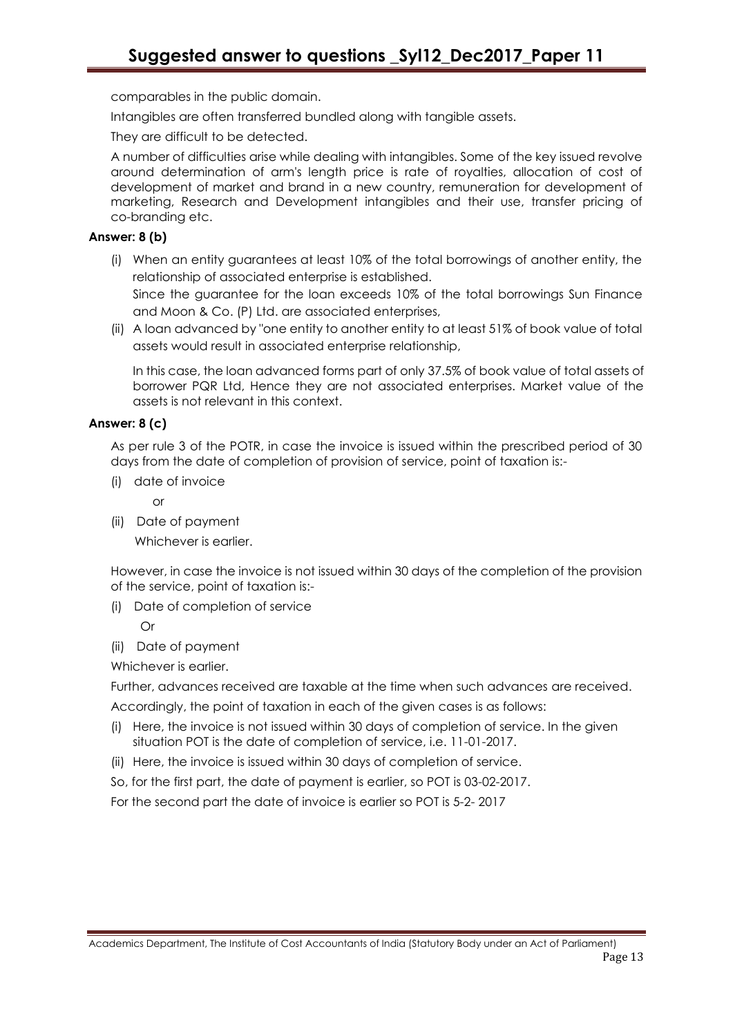comparables in the public domain.

Intangibles are often transferred bundled along with tangible assets.

They are difficult to be detected.

A number of difficulties arise while dealing with intangibles. Some of the key issued revolve around determination of arm's length price is rate of royalties, allocation of cost of development of market and brand in a new country, remuneration for development of marketing, Research and Development intangibles and their use, transfer pricing of co-branding etc.

**Answer: 8 (b)**

(i) When an entity guarantees at least 10% of the total borrowings of another entity, the relationship of associated enterprise is established.

Since the guarantee for the loan exceeds 10% of the total borrowings Sun Finance and Moon & Co. (P) Ltd. are associated enterprises,

(ii) A loan advanced by "one entity to another entity to at least 51% of book value of total assets would result in associated enterprise relationship,

In this case, the loan advanced forms part of only 37.5% of book value of total assets of borrower PQR Ltd, Hence they are not associated enterprises. Market value of the assets is not relevant in this context.

**Answer: 8 (c)**

As per rule 3 of the POTR, in case the invoice is issued within the prescribed period of 30 days from the date of completion of provision of service, point of taxation is:-

(i) date of invoice

or

(ii) Date of payment

Whichever is earlier.

However, in case the invoice is not issued within 30 days of the completion of the provision of the service, point of taxation is:-

(i) Date of completion of service

Or

(ii) Date of payment

Whichever is earlier.

Further, advances received are taxable at the time when such advances are received.

Accordingly, the point of taxation in each of the given cases is as follows:

(i) Here, the invoice is not issued within 30 days of completion of service. In the given situation POT is the date of completion of service, i.e. 11-01-2017.

(ii) Here, the invoice is issued within 30 days of completion of service.

So, for the first part, the date of payment is earlier, so POT is 03-02-2017.

For the second part the date of invoice is earlier so POT is 5-2- 2017